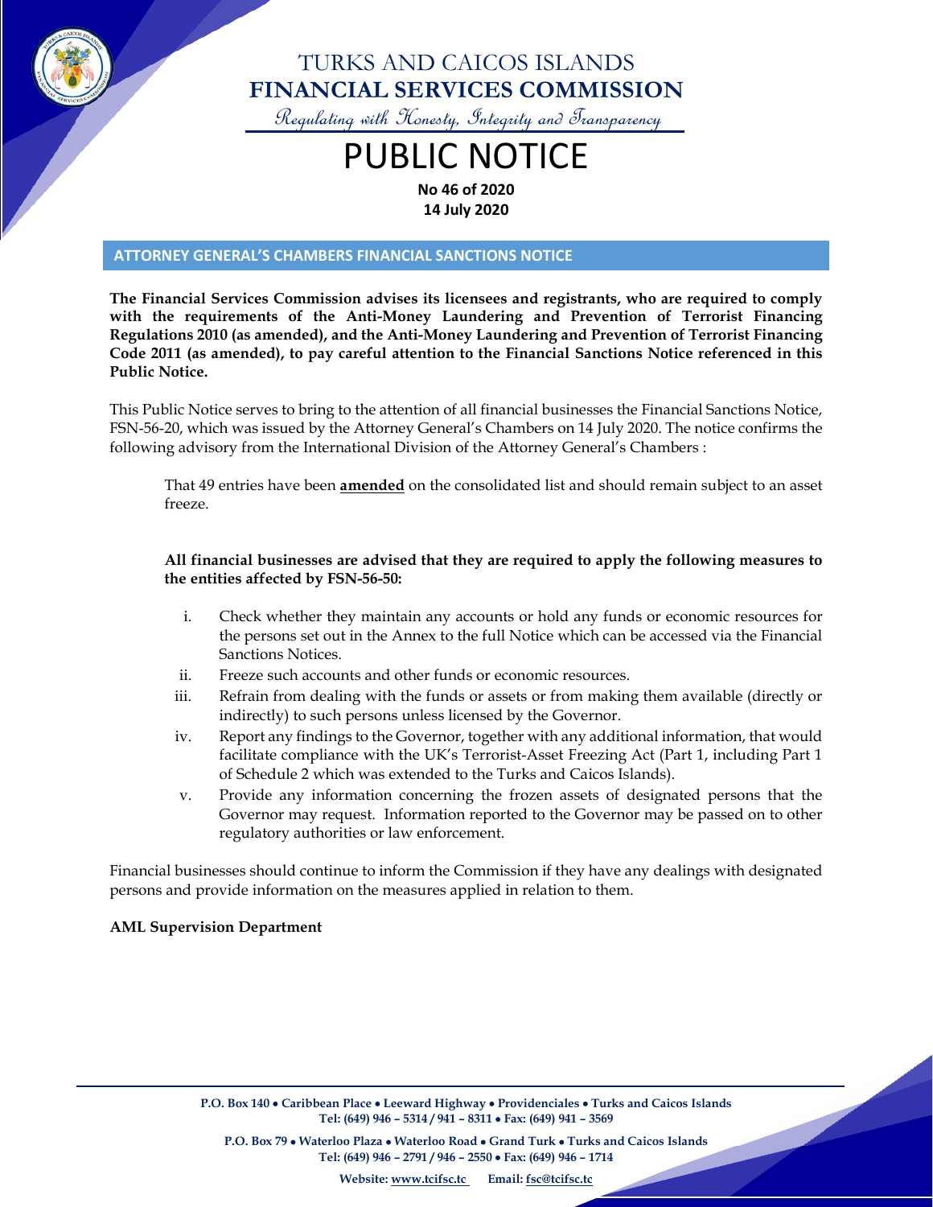# TURKS AND CAICOS ISLANDS
# FINANCIAL SERVICES COMMISSION

*Regulating with Honesty, Integrity and Transparency*

# PUBLIC NOTICE

**No 46 of 2020**
**14 July 2020**

## ATTORNEY GENERAL'S CHAMBERS FINANCIAL SANCTIONS NOTICE

**The Financial Services Commission advises its licensees and registrants, who are required to comply with the requirements of the Anti-Money Laundering and Prevention of Terrorist Financing Regulations 2010 (as amended), and the Anti-Money Laundering and Prevention of Terrorist Financing Code 2011 (as amended), to pay careful attention to the Financial Sanctions Notice referenced in this Public Notice.**

This Public Notice serves to bring to the attention of all financial businesses the Financial Sanctions Notice, FSN-56-20, which was issued by the Attorney General's Chambers on 14 July 2020. The notice confirms the following advisory from the International Division of the Attorney General's Chambers :

> That 49 entries have been **amended** on the consolidated list and should remain subject to an asset freeze.

**All financial businesses are advised that they are required to apply the following measures to the entities affected by FSN-56-50:**

i. Check whether they maintain any accounts or hold any funds or economic resources for the persons set out in the Annex to the full Notice which can be accessed via the Financial Sanctions Notices.
ii. Freeze such accounts and other funds or economic resources.
iii. Refrain from dealing with the funds or assets or from making them available (directly or indirectly) to such persons unless licensed by the Governor.
iv. Report any findings to the Governor, together with any additional information, that would facilitate compliance with the UK's Terrorist-Asset Freezing Act (Part 1, including Part 1 of Schedule 2 which was extended to the Turks and Caicos Islands).
v. Provide any information concerning the frozen assets of designated persons that the Governor may request. Information reported to the Governor may be passed on to other regulatory authorities or law enforcement.

Financial businesses should continue to inform the Commission if they have any dealings with designated persons and provide information on the measures applied in relation to them.

**AML Supervision Department**

**P.O. Box 140 • Caribbean Place • Leeward Highway • Providenciales • Turks and Caicos Islands**
**Tel: (649) 946 – 5314 / 941 – 8311 • Fax: (649) 941 – 3569**

**P.O. Box 79 • Waterloo Plaza • Waterloo Road • Grand Turk • Turks and Caicos Islands**
**Tel: (649) 946 – 2791 / 946 – 2550 • Fax: (649) 946 – 1714**

**Website: www.tcifsc.tc Email: fsc@tcifsc.tc**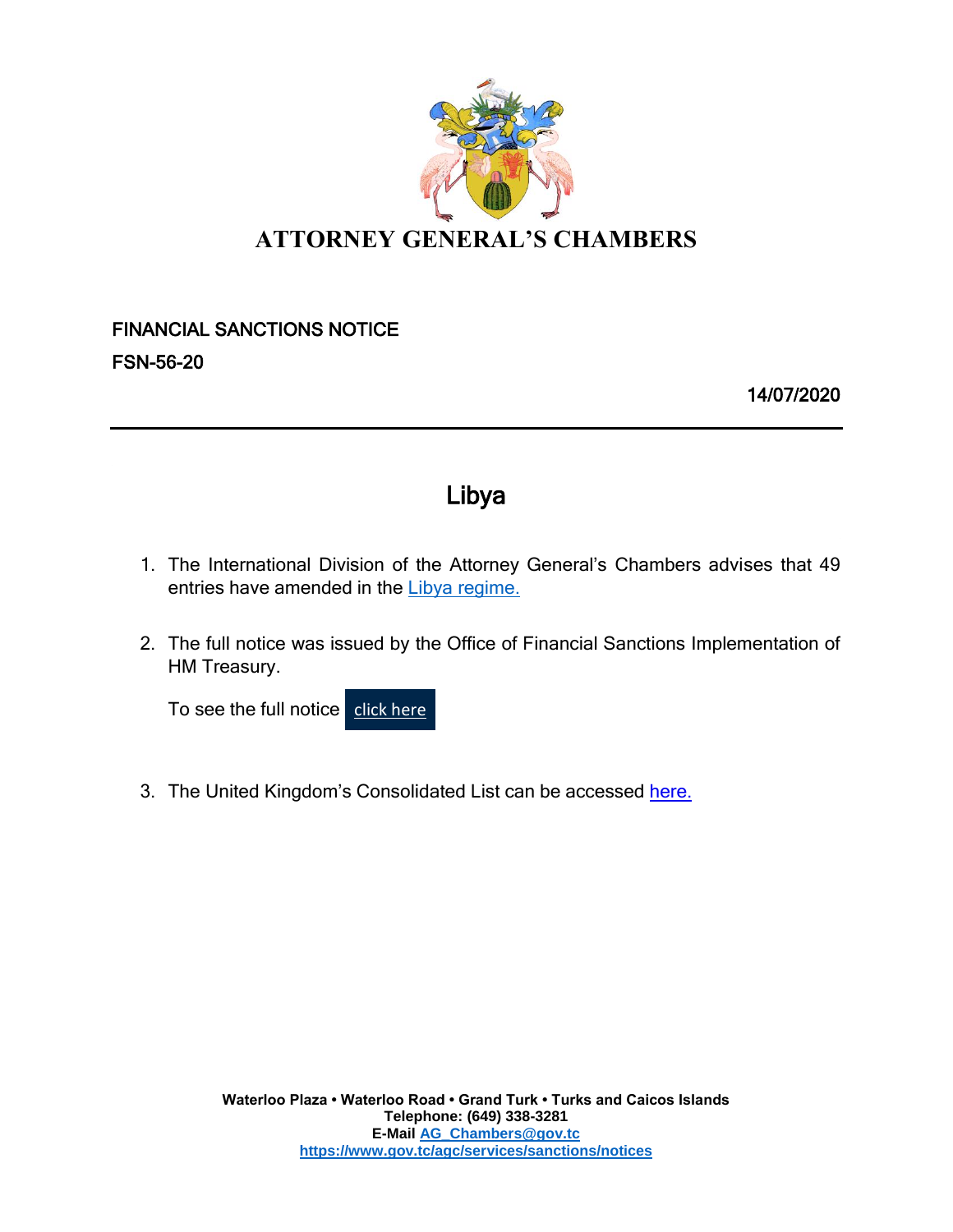# ATTORNEY GENERAL'S CHAMBERS

FINANCIAL SANCTIONS NOTICE

FSN-56-20

14/07/2020

## Libya

1. The International Division of the Attorney General's Chambers advises that 49 entries have amended in the Libya regime.

2. The full notice was issued by the Office of Financial Sanctions Implementation of HM Treasury.

   To see the full notice click here

3. The United Kingdom's Consolidated List can be accessed here.

**Waterloo Plaza • Waterloo Road • Grand Turk • Turks and Caicos Islands**
**Telephone: (649) 338-3281**
**E-Mail AG_Chambers@gov.tc**
**https://www.gov.tc/agc/services/sanctions/notices**